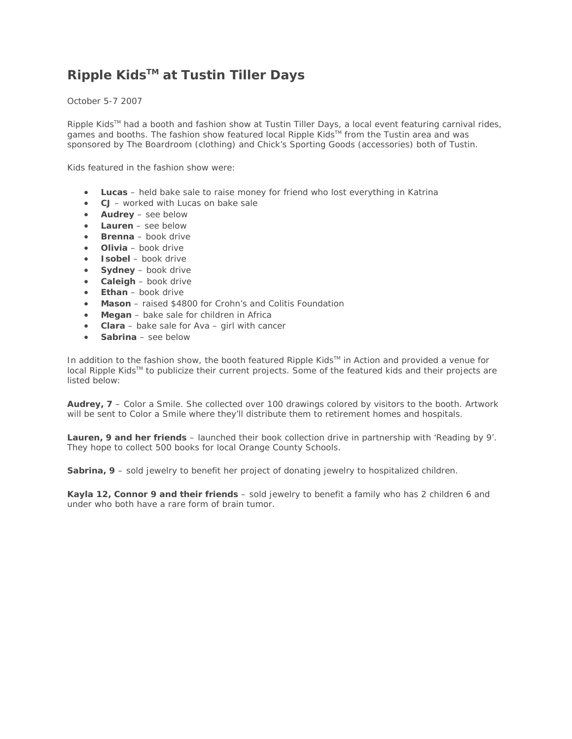# Ripple Kids™ at Tustin Tiller Days

October 5-7 2007

Ripple Kids™ had a booth and fashion show at Tustin Tiller Days, a local event featuring carnival rides, games and booths. The fashion show featured local Ripple Kids™ from the Tustin area and was sponsored by The Boardroom (clothing) and Chick's Sporting Goods (accessories) both of Tustin.

Kids featured in the fashion show were:

- **Lucas** – held bake sale to raise money for friend who lost everything in Katrina
- **CJ** – worked with Lucas on bake sale
- **Audrey** – see below
- **Lauren** – see below
- **Brenna** – book drive
- **Olivia** – book drive
- **Isobel** – book drive
- **Sydney** – book drive
- **Caleigh** – book drive
- **Ethan** – book drive
- **Mason** – raised $4800 for Crohn's and Colitis Foundation
- **Megan** – bake sale for children in Africa
- **Clara** – bake sale for Ava – girl with cancer
- **Sabrina** – see below

In addition to the fashion show, the booth featured Ripple Kids™ in Action and provided a venue for local Ripple Kids™ to publicize their current projects. Some of the featured kids and their projects are listed below:

**Audrey, 7** – Color a Smile. She collected over 100 drawings colored by visitors to the booth. Artwork will be sent to Color a Smile where they'll distribute them to retirement homes and hospitals.

**Lauren, 9 and her friends** – launched their book collection drive in partnership with 'Reading by 9'. They hope to collect 500 books for local Orange County Schools.

**Sabrina, 9** – sold jewelry to benefit her project of donating jewelry to hospitalized children.

**Kayla 12, Connor 9 and their friends** – sold jewelry to benefit a family who has 2 children 6 and under who both have a rare form of brain tumor.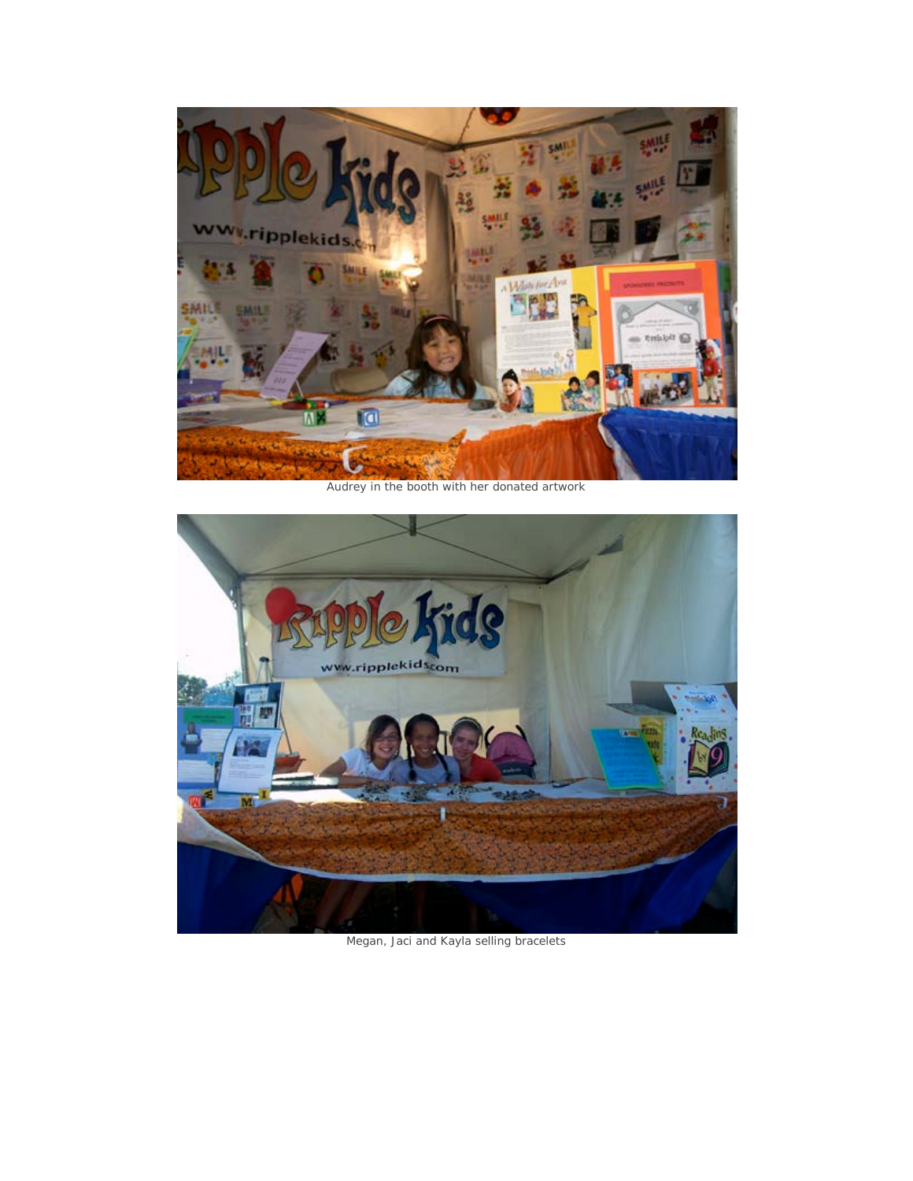Audrey in the booth with her donated artwork

Megan, Jaci and Kayla selling bracelets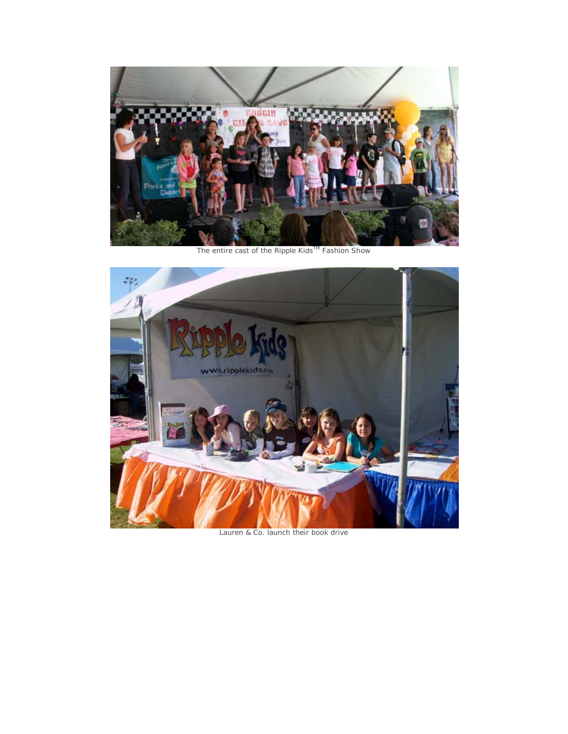The entire cast of the Ripple Kids™ Fashion Show

Lauren & Co. launch their book drive